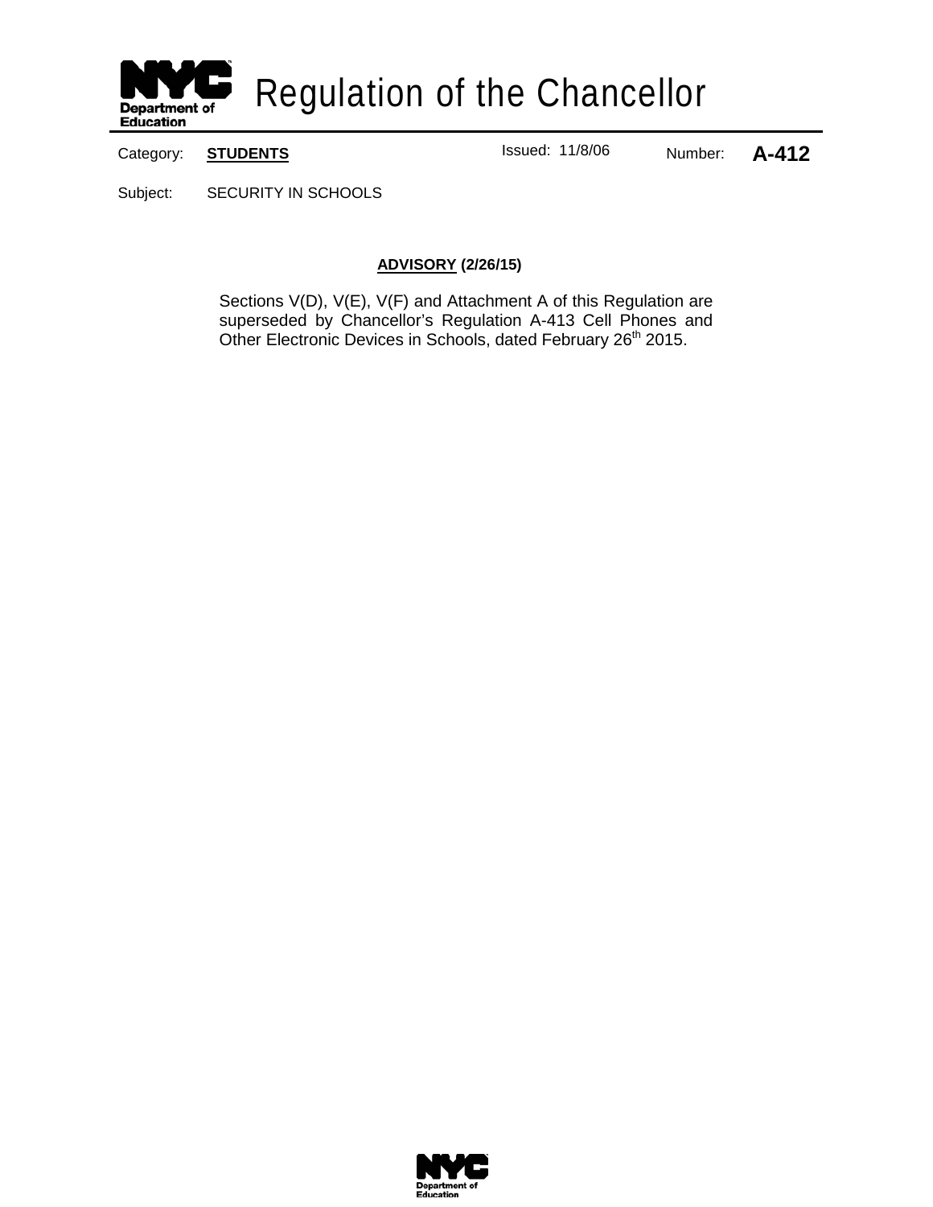# Regulation of the Chancellor

| Category: **STUDENTS** | Issued: 11/8/06 | Number: **A-412** |
|---|---|---|

Subject: SECURITY IN SCHOOLS

**ADVISORY (2/26/15)**

Sections V(D), V(E), V(F) and Attachment A of this Regulation are superseded by Chancellor's Regulation A-413 Cell Phones and Other Electronic Devices in Schools, dated February 26th 2015.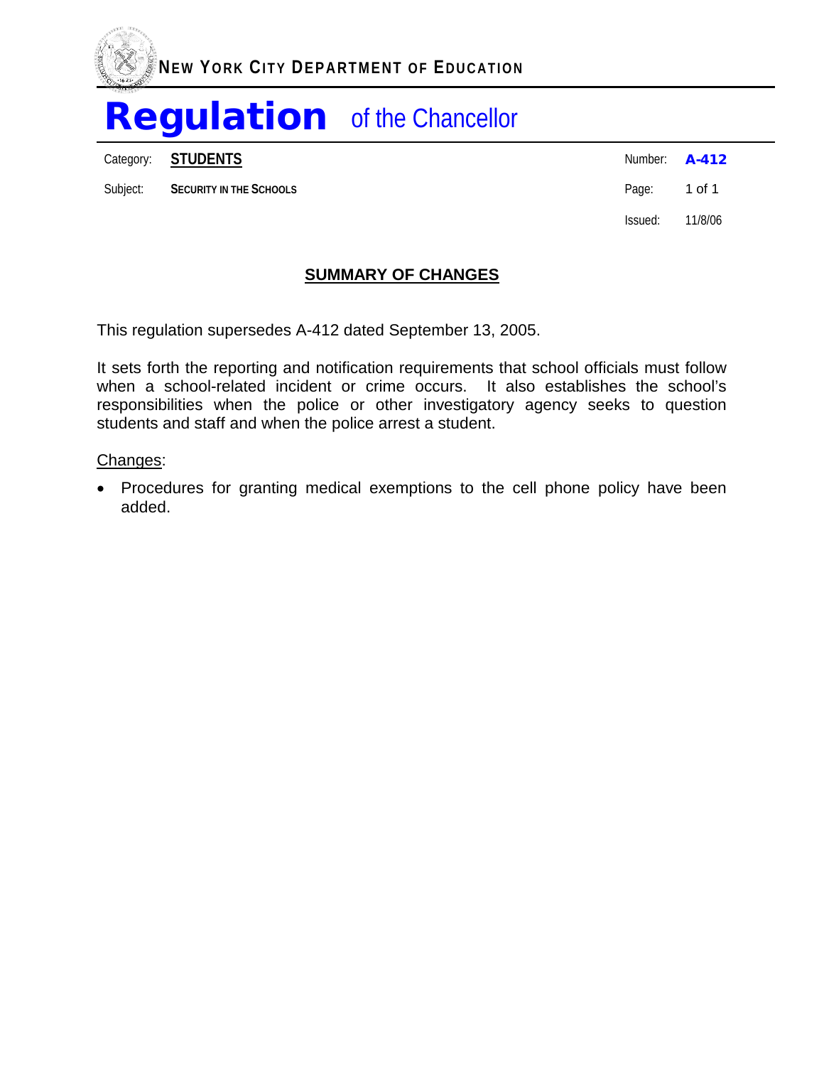NEW YORK CITY DEPARTMENT OF EDUCATION

# Regulation of the Chancellor

| | | | |
|---|---|---|---|
| Category: | **STUDENTS** | Number: | **A-412** |
| Subject: | **SECURITY IN THE SCHOOLS** | Page: | 1 of 1 |
| | | Issued: | 11/8/06 |

## SUMMARY OF CHANGES

This regulation supersedes A-412 dated September 13, 2005.

It sets forth the reporting and notification requirements that school officials must follow when a school-related incident or crime occurs. It also establishes the school's responsibilities when the police or other investigatory agency seeks to question students and staff and when the police arrest a student.

Changes:

- Procedures for granting medical exemptions to the cell phone policy have been added.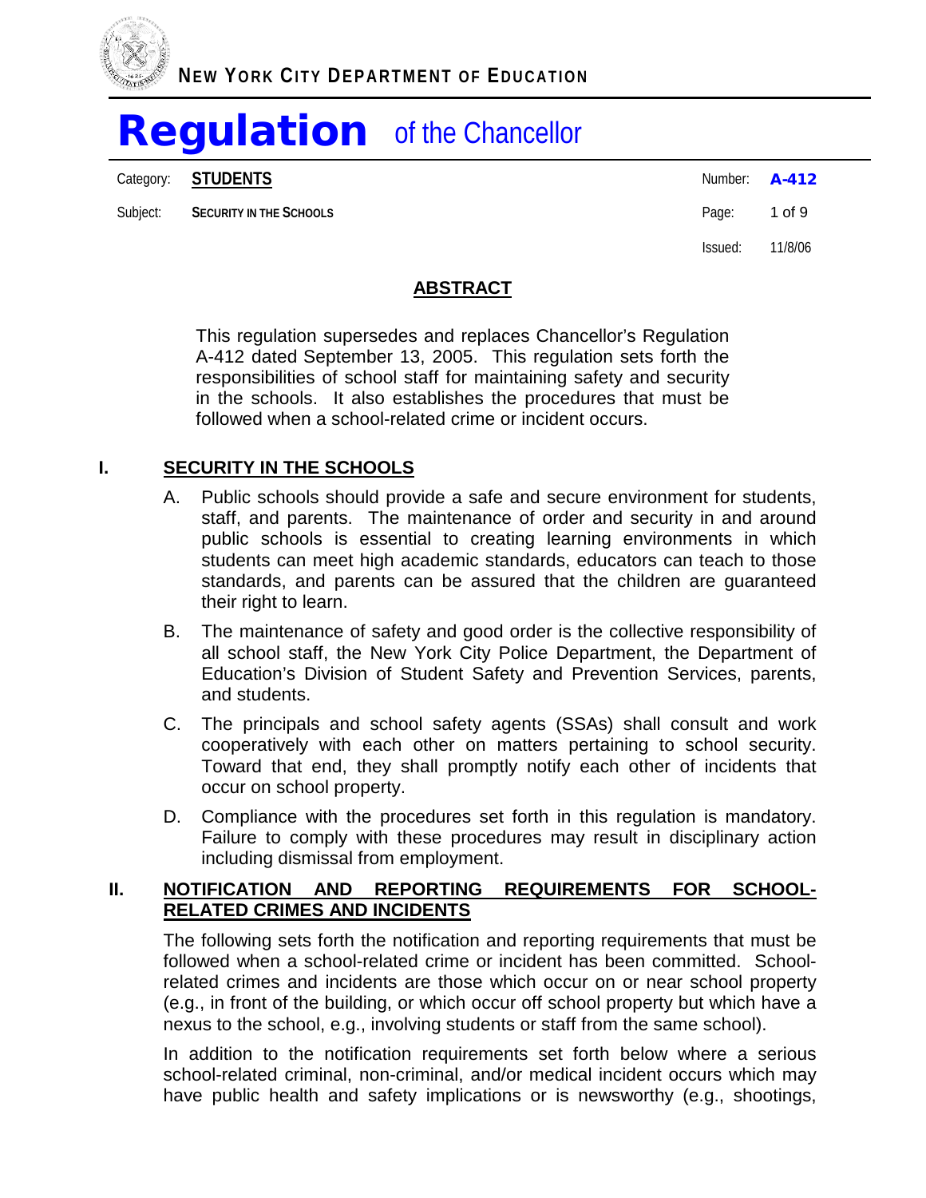NEW YORK CITY DEPARTMENT OF EDUCATION

# Regulation of the Chancellor

| Category: | STUDENTS | Number: | A-412 |
|---|---|---|---|
| Subject: | SECURITY IN THE SCHOOLS | Page: | 1 of 9 |
| | | Issued: | 11/8/06 |

## ABSTRACT

This regulation supersedes and replaces Chancellor's Regulation A-412 dated September 13, 2005. This regulation sets forth the responsibilities of school staff for maintaining safety and security in the schools. It also establishes the procedures that must be followed when a school-related crime or incident occurs.

## I. SECURITY IN THE SCHOOLS

A. Public schools should provide a safe and secure environment for students, staff, and parents. The maintenance of order and security in and around public schools is essential to creating learning environments in which students can meet high academic standards, educators can teach to those standards, and parents can be assured that the children are guaranteed their right to learn.

B. The maintenance of safety and good order is the collective responsibility of all school staff, the New York City Police Department, the Department of Education's Division of Student Safety and Prevention Services, parents, and students.

C. The principals and school safety agents (SSAs) shall consult and work cooperatively with each other on matters pertaining to school security. Toward that end, they shall promptly notify each other of incidents that occur on school property.

D. Compliance with the procedures set forth in this regulation is mandatory. Failure to comply with these procedures may result in disciplinary action including dismissal from employment.

## II. NOTIFICATION AND REPORTING REQUIREMENTS FOR SCHOOL-RELATED CRIMES AND INCIDENTS

The following sets forth the notification and reporting requirements that must be followed when a school-related crime or incident has been committed. School-related crimes and incidents are those which occur on or near school property (e.g., in front of the building, or which occur off school property but which have a nexus to the school, e.g., involving students or staff from the same school).

In addition to the notification requirements set forth below where a serious school-related criminal, non-criminal, and/or medical incident occurs which may have public health and safety implications or is newsworthy (e.g., shootings,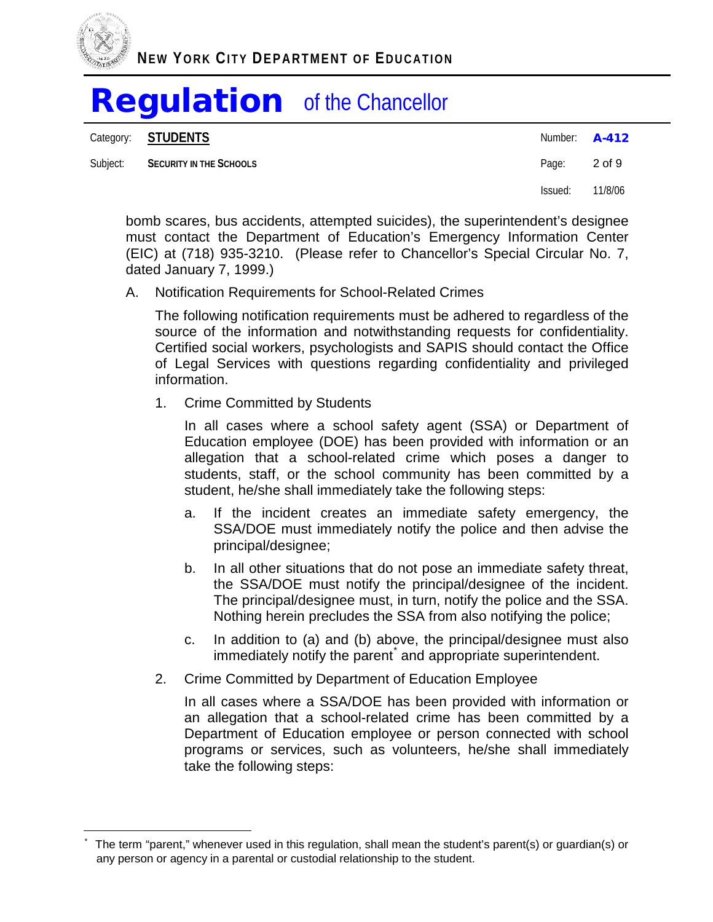bomb scares, bus accidents, attempted suicides), the superintendent's designee must contact the Department of Education's Emergency Information Center (EIC) at (718) 935-3210. (Please refer to Chancellor's Special Circular No. 7, dated January 7, 1999.)

A. Notification Requirements for School-Related Crimes

The following notification requirements must be adhered to regardless of the source of the information and notwithstanding requests for confidentiality. Certified social workers, psychologists and SAPIS should contact the Office of Legal Services with questions regarding confidentiality and privileged information.

1. Crime Committed by Students

In all cases where a school safety agent (SSA) or Department of Education employee (DOE) has been provided with information or an allegation that a school-related crime which poses a danger to students, staff, or the school community has been committed by a student, he/she shall immediately take the following steps:

a. If the incident creates an immediate safety emergency, the SSA/DOE must immediately notify the police and then advise the principal/designee;

b. In all other situations that do not pose an immediate safety threat, the SSA/DOE must notify the principal/designee of the incident. The principal/designee must, in turn, notify the police and the SSA. Nothing herein precludes the SSA from also notifying the police;

c. In addition to (a) and (b) above, the principal/designee must also immediately notify the parent* and appropriate superintendent.

2. Crime Committed by Department of Education Employee

In all cases where a SSA/DOE has been provided with information or an allegation that a school-related crime has been committed by a Department of Education employee or person connected with school programs or services, such as volunteers, he/she shall immediately take the following steps:

---

* The term "parent," whenever used in this regulation, shall mean the student's parent(s) or guardian(s) or any person or agency in a parental or custodial relationship to the student.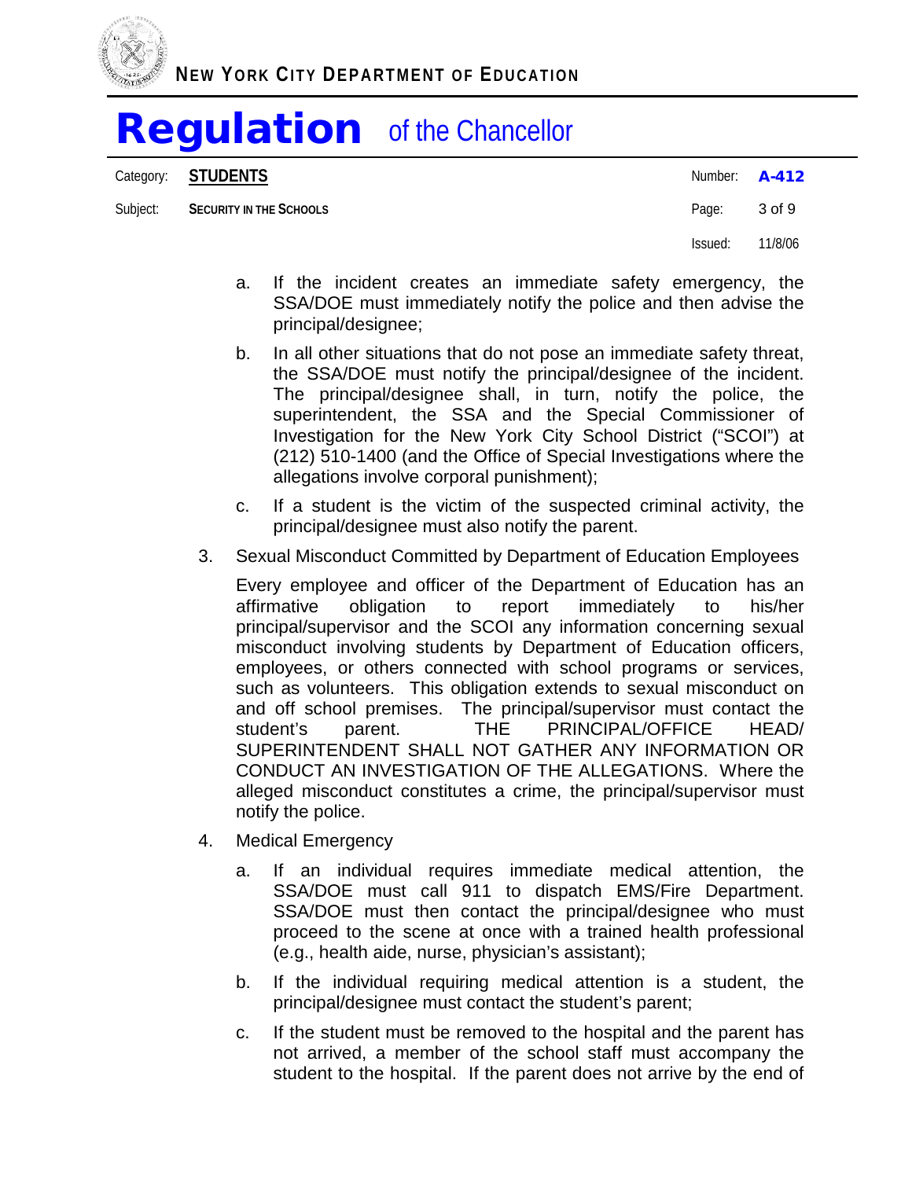a. If the incident creates an immediate safety emergency, the SSA/DOE must immediately notify the police and then advise the principal/designee;

b. In all other situations that do not pose an immediate safety threat, the SSA/DOE must notify the principal/designee of the incident. The principal/designee shall, in turn, notify the police, the superintendent, the SSA and the Special Commissioner of Investigation for the New York City School District ("SCOI") at (212) 510-1400 (and the Office of Special Investigations where the allegations involve corporal punishment);

c. If a student is the victim of the suspected criminal activity, the principal/designee must also notify the parent.

3. Sexual Misconduct Committed by Department of Education Employees

   Every employee and officer of the Department of Education has an affirmative obligation to report immediately to his/her principal/supervisor and the SCOI any information concerning sexual misconduct involving students by Department of Education officers, employees, or others connected with school programs or services, such as volunteers. This obligation extends to sexual misconduct on and off school premises. The principal/supervisor must contact the student's parent. THE PRINCIPAL/OFFICE HEAD/ SUPERINTENDENT SHALL NOT GATHER ANY INFORMATION OR CONDUCT AN INVESTIGATION OF THE ALLEGATIONS. Where the alleged misconduct constitutes a crime, the principal/supervisor must notify the police.

4. Medical Emergency

   a. If an individual requires immediate medical attention, the SSA/DOE must call 911 to dispatch EMS/Fire Department. SSA/DOE must then contact the principal/designee who must proceed to the scene at once with a trained health professional (e.g., health aide, nurse, physician's assistant);

   b. If the individual requiring medical attention is a student, the principal/designee must contact the student's parent;

   c. If the student must be removed to the hospital and the parent has not arrived, a member of the school staff must accompany the student to the hospital. If the parent does not arrive by the end of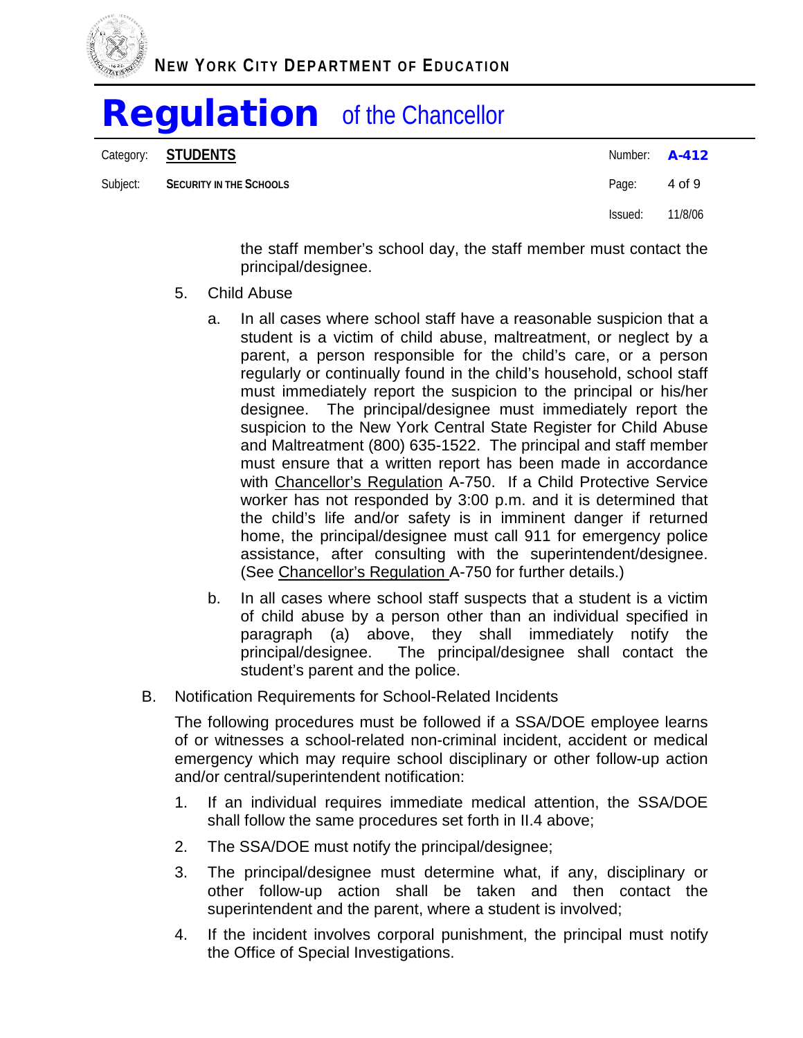the staff member's school day, the staff member must contact the principal/designee.

5. Child Abuse

   a. In all cases where school staff have a reasonable suspicion that a student is a victim of child abuse, maltreatment, or neglect by a parent, a person responsible for the child's care, or a person regularly or continually found in the child's household, school staff must immediately report the suspicion to the principal or his/her designee. The principal/designee must immediately report the suspicion to the New York Central State Register for Child Abuse and Maltreatment (800) 635-1522. The principal and staff member must ensure that a written report has been made in accordance with Chancellor's Regulation A-750. If a Child Protective Service worker has not responded by 3:00 p.m. and it is determined that the child's life and/or safety is in imminent danger if returned home, the principal/designee must call 911 for emergency police assistance, after consulting with the superintendent/designee. (See Chancellor's Regulation A-750 for further details.)

   b. In all cases where school staff suspects that a student is a victim of child abuse by a person other than an individual specified in paragraph (a) above, they shall immediately notify the principal/designee. The principal/designee shall contact the student's parent and the police.

B. Notification Requirements for School-Related Incidents

The following procedures must be followed if a SSA/DOE employee learns of or witnesses a school-related non-criminal incident, accident or medical emergency which may require school disciplinary or other follow-up action and/or central/superintendent notification:

1. If an individual requires immediate medical attention, the SSA/DOE shall follow the same procedures set forth in II.4 above;
2. The SSA/DOE must notify the principal/designee;
3. The principal/designee must determine what, if any, disciplinary or other follow-up action shall be taken and then contact the superintendent and the parent, where a student is involved;
4. If the incident involves corporal punishment, the principal must notify the Office of Special Investigations.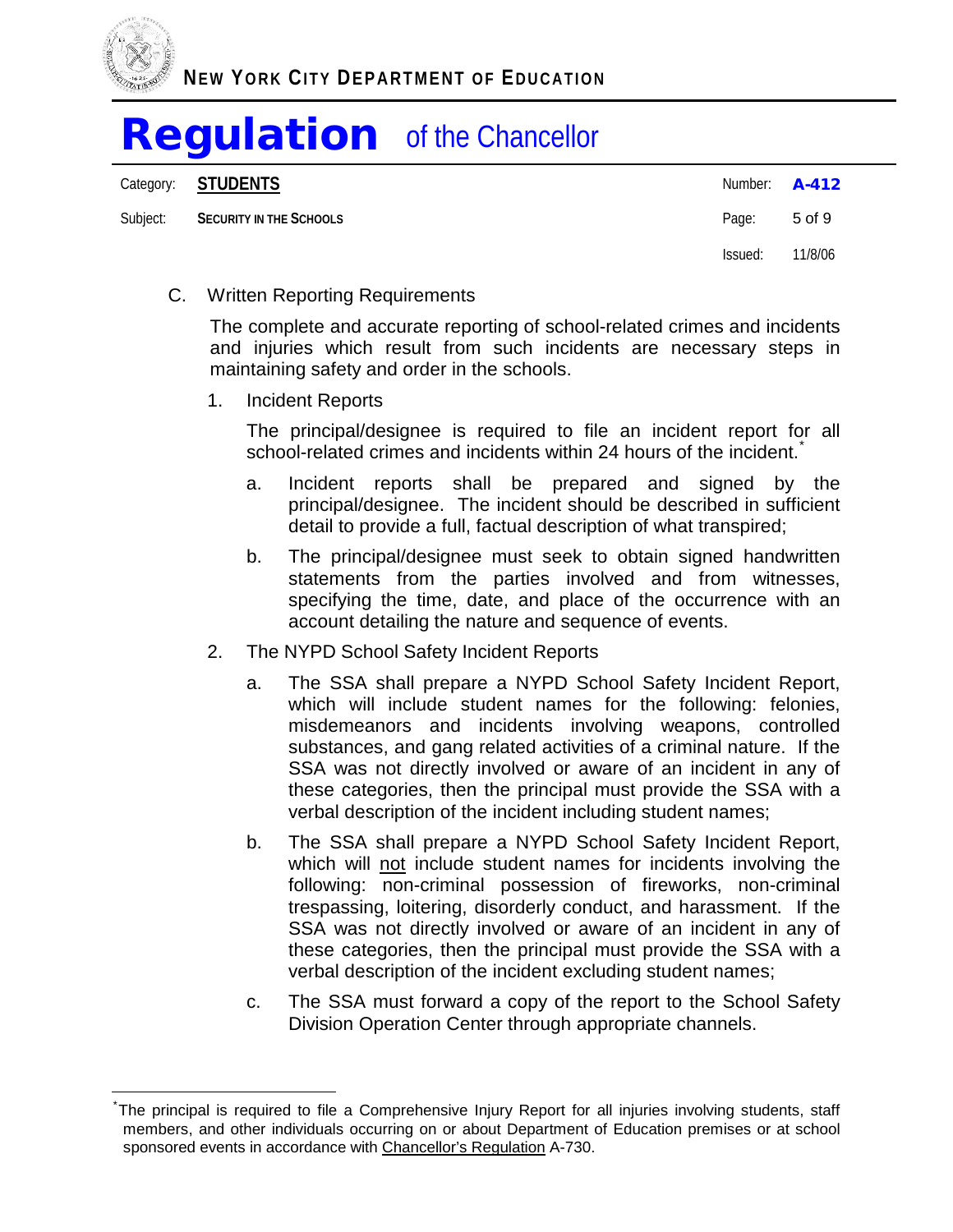C. Written Reporting Requirements

The complete and accurate reporting of school-related crimes and incidents and injuries which result from such incidents are necessary steps in maintaining safety and order in the schools.

1. Incident Reports

   The principal/designee is required to file an incident report for all school-related crimes and incidents within 24 hours of the incident.[*]

   a. Incident reports shall be prepared and signed by the principal/designee. The incident should be described in sufficient detail to provide a full, factual description of what transpired;

   b. The principal/designee must seek to obtain signed handwritten statements from the parties involved and from witnesses, specifying the time, date, and place of the occurrence with an account detailing the nature and sequence of events.

2. The NYPD School Safety Incident Reports

   a. The SSA shall prepare a NYPD School Safety Incident Report, which will include student names for the following: felonies, misdemeanors and incidents involving weapons, controlled substances, and gang related activities of a criminal nature. If the SSA was not directly involved or aware of an incident in any of these categories, then the principal must provide the SSA with a verbal description of the incident including student names;

   b. The SSA shall prepare a NYPD School Safety Incident Report, which will not include student names for incidents involving the following: non-criminal possession of fireworks, non-criminal trespassing, loitering, disorderly conduct, and harassment. If the SSA was not directly involved or aware of an incident in any of these categories, then the principal must provide the SSA with a verbal description of the incident excluding student names;

   c. The SSA must forward a copy of the report to the School Safety Division Operation Center through appropriate channels.

---

[*] The principal is required to file a Comprehensive Injury Report for all injuries involving students, staff members, and other individuals occurring on or about Department of Education premises or at school sponsored events in accordance with Chancellor's Regulation A-730.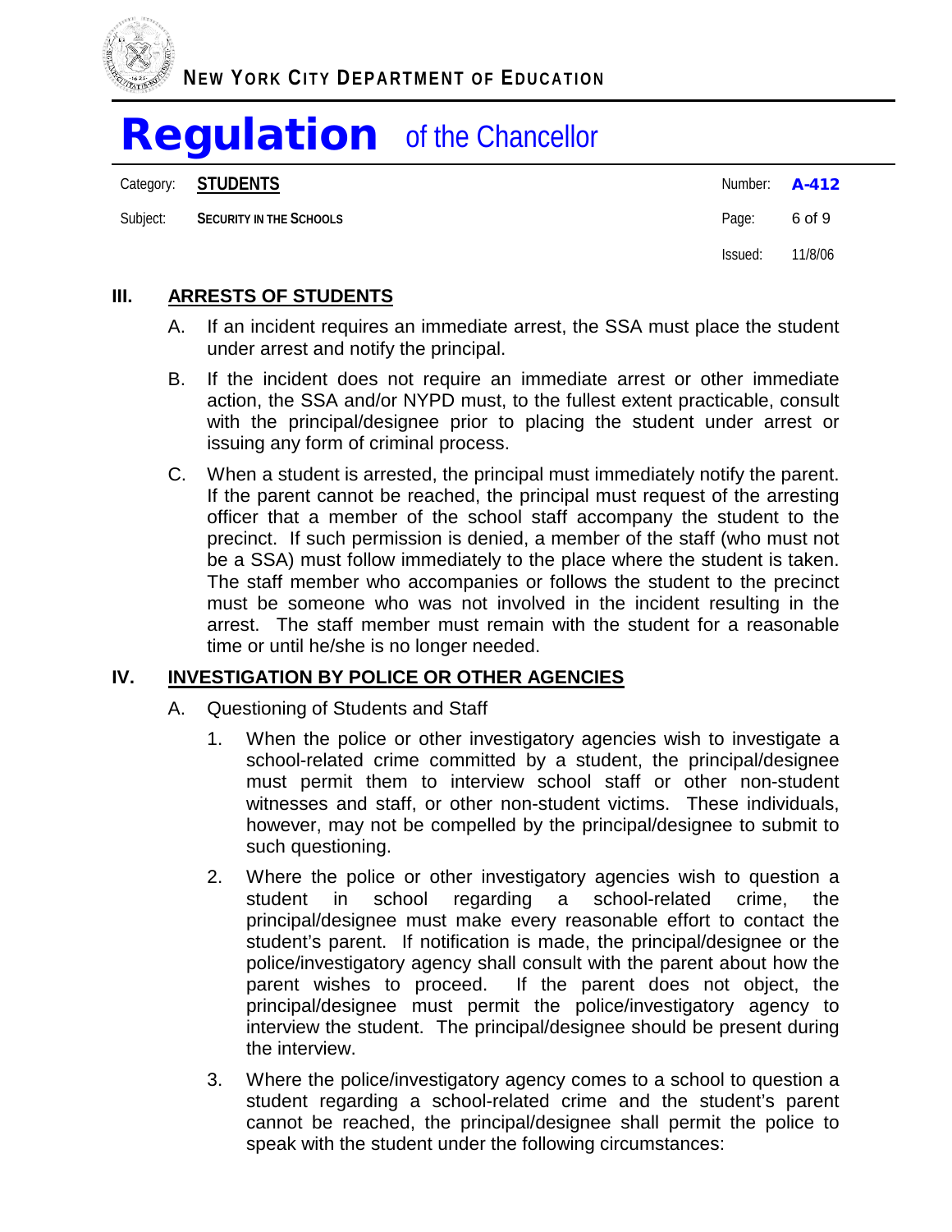## III. ARRESTS OF STUDENTS

A. If an incident requires an immediate arrest, the SSA must place the student under arrest and notify the principal.

B. If the incident does not require an immediate arrest or other immediate action, the SSA and/or NYPD must, to the fullest extent practicable, consult with the principal/designee prior to placing the student under arrest or issuing any form of criminal process.

C. When a student is arrested, the principal must immediately notify the parent. If the parent cannot be reached, the principal must request of the arresting officer that a member of the school staff accompany the student to the precinct. If such permission is denied, a member of the staff (who must not be a SSA) must follow immediately to the place where the student is taken. The staff member who accompanies or follows the student to the precinct must be someone who was not involved in the incident resulting in the arrest. The staff member must remain with the student for a reasonable time or until he/she is no longer needed.

## IV. INVESTIGATION BY POLICE OR OTHER AGENCIES

A. Questioning of Students and Staff

1. When the police or other investigatory agencies wish to investigate a school-related crime committed by a student, the principal/designee must permit them to interview school staff or other non-student witnesses and staff, or other non-student victims. These individuals, however, may not be compelled by the principal/designee to submit to such questioning.

2. Where the police or other investigatory agencies wish to question a student in school regarding a school-related crime, the principal/designee must make every reasonable effort to contact the student's parent. If notification is made, the principal/designee or the police/investigatory agency shall consult with the parent about how the parent wishes to proceed. If the parent does not object, the principal/designee must permit the police/investigatory agency to interview the student. The principal/designee should be present during the interview.

3. Where the police/investigatory agency comes to a school to question a student regarding a school-related crime and the student's parent cannot be reached, the principal/designee shall permit the police to speak with the student under the following circumstances: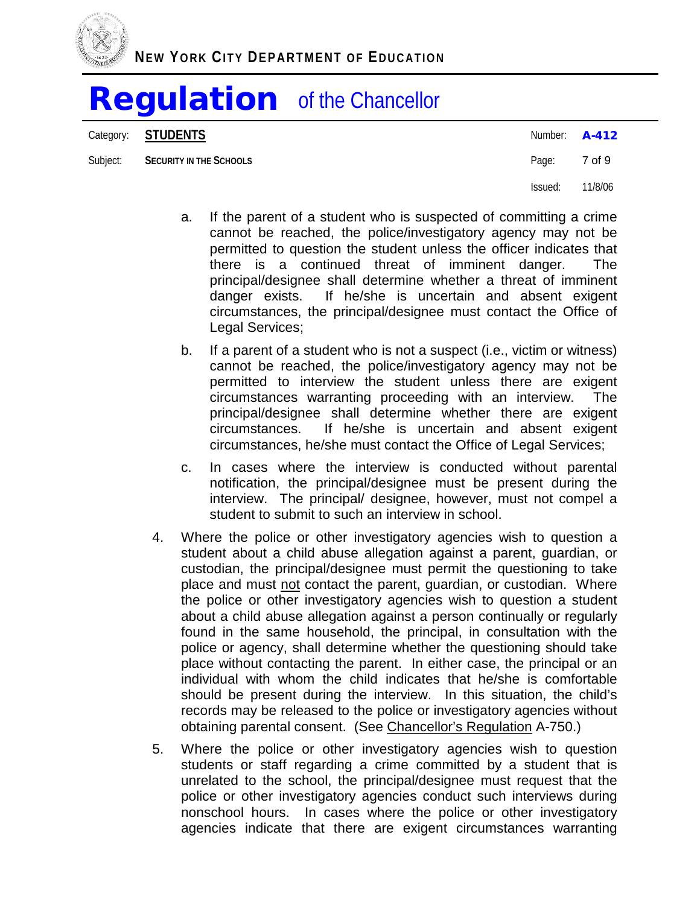a. If the parent of a student who is suspected of committing a crime cannot be reached, the police/investigatory agency may not be permitted to question the student unless the officer indicates that there is a continued threat of imminent danger. The principal/designee shall determine whether a threat of imminent danger exists. If he/she is uncertain and absent exigent circumstances, the principal/designee must contact the Office of Legal Services;

b. If a parent of a student who is not a suspect (i.e., victim or witness) cannot be reached, the police/investigatory agency may not be permitted to interview the student unless there are exigent circumstances warranting proceeding with an interview. The principal/designee shall determine whether there are exigent circumstances. If he/she is uncertain and absent exigent circumstances, he/she must contact the Office of Legal Services;

c. In cases where the interview is conducted without parental notification, the principal/designee must be present during the interview. The principal/ designee, however, must not compel a student to submit to such an interview in school.

4. Where the police or other investigatory agencies wish to question a student about a child abuse allegation against a parent, guardian, or custodian, the principal/designee must permit the questioning to take place and must not contact the parent, guardian, or custodian. Where the police or other investigatory agencies wish to question a student about a child abuse allegation against a person continually or regularly found in the same household, the principal, in consultation with the police or agency, shall determine whether the questioning should take place without contacting the parent. In either case, the principal or an individual with whom the child indicates that he/she is comfortable should be present during the interview. In this situation, the child's records may be released to the police or investigatory agencies without obtaining parental consent. (See Chancellor's Regulation A-750.)

5. Where the police or other investigatory agencies wish to question students or staff regarding a crime committed by a student that is unrelated to the school, the principal/designee must request that the police or other investigatory agencies conduct such interviews during nonschool hours. In cases where the police or other investigatory agencies indicate that there are exigent circumstances warranting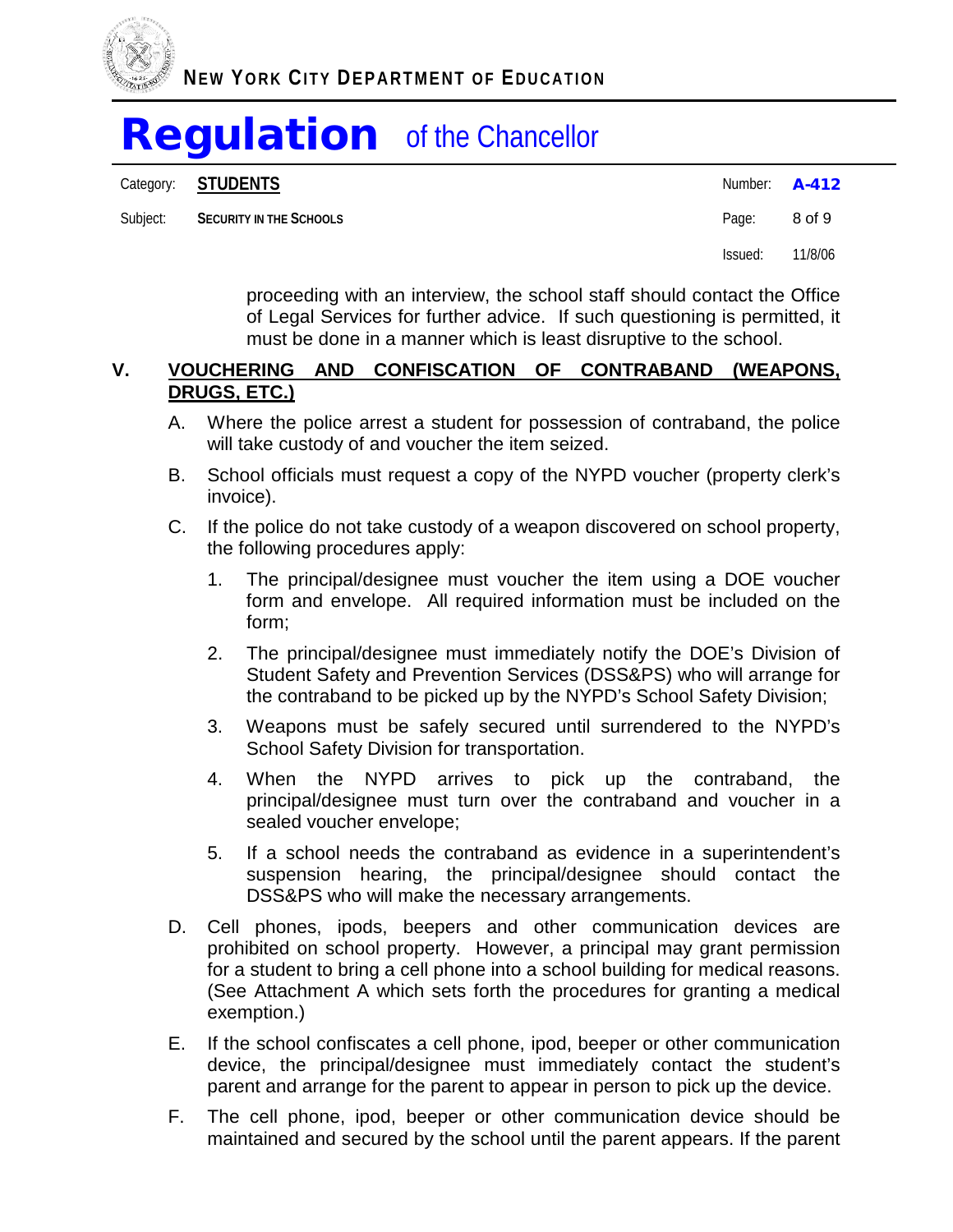proceeding with an interview, the school staff should contact the Office of Legal Services for further advice. If such questioning is permitted, it must be done in a manner which is least disruptive to the school.

## V. VOUCHERING AND CONFISCATION OF CONTRABAND (WEAPONS, DRUGS, ETC.)

A. Where the police arrest a student for possession of contraband, the police will take custody of and voucher the item seized.

B. School officials must request a copy of the NYPD voucher (property clerk's invoice).

C. If the police do not take custody of a weapon discovered on school property, the following procedures apply:

1. The principal/designee must voucher the item using a DOE voucher form and envelope. All required information must be included on the form;

2. The principal/designee must immediately notify the DOE's Division of Student Safety and Prevention Services (DSS&PS) who will arrange for the contraband to be picked up by the NYPD's School Safety Division;

3. Weapons must be safely secured until surrendered to the NYPD's School Safety Division for transportation.

4. When the NYPD arrives to pick up the contraband, the principal/designee must turn over the contraband and voucher in a sealed voucher envelope;

5. If a school needs the contraband as evidence in a superintendent's suspension hearing, the principal/designee should contact the DSS&PS who will make the necessary arrangements.

D. Cell phones, ipods, beepers and other communication devices are prohibited on school property. However, a principal may grant permission for a student to bring a cell phone into a school building for medical reasons. (See Attachment A which sets forth the procedures for granting a medical exemption.)

E. If the school confiscates a cell phone, ipod, beeper or other communication device, the principal/designee must immediately contact the student's parent and arrange for the parent to appear in person to pick up the device.

F. The cell phone, ipod, beeper or other communication device should be maintained and secured by the school until the parent appears. If the parent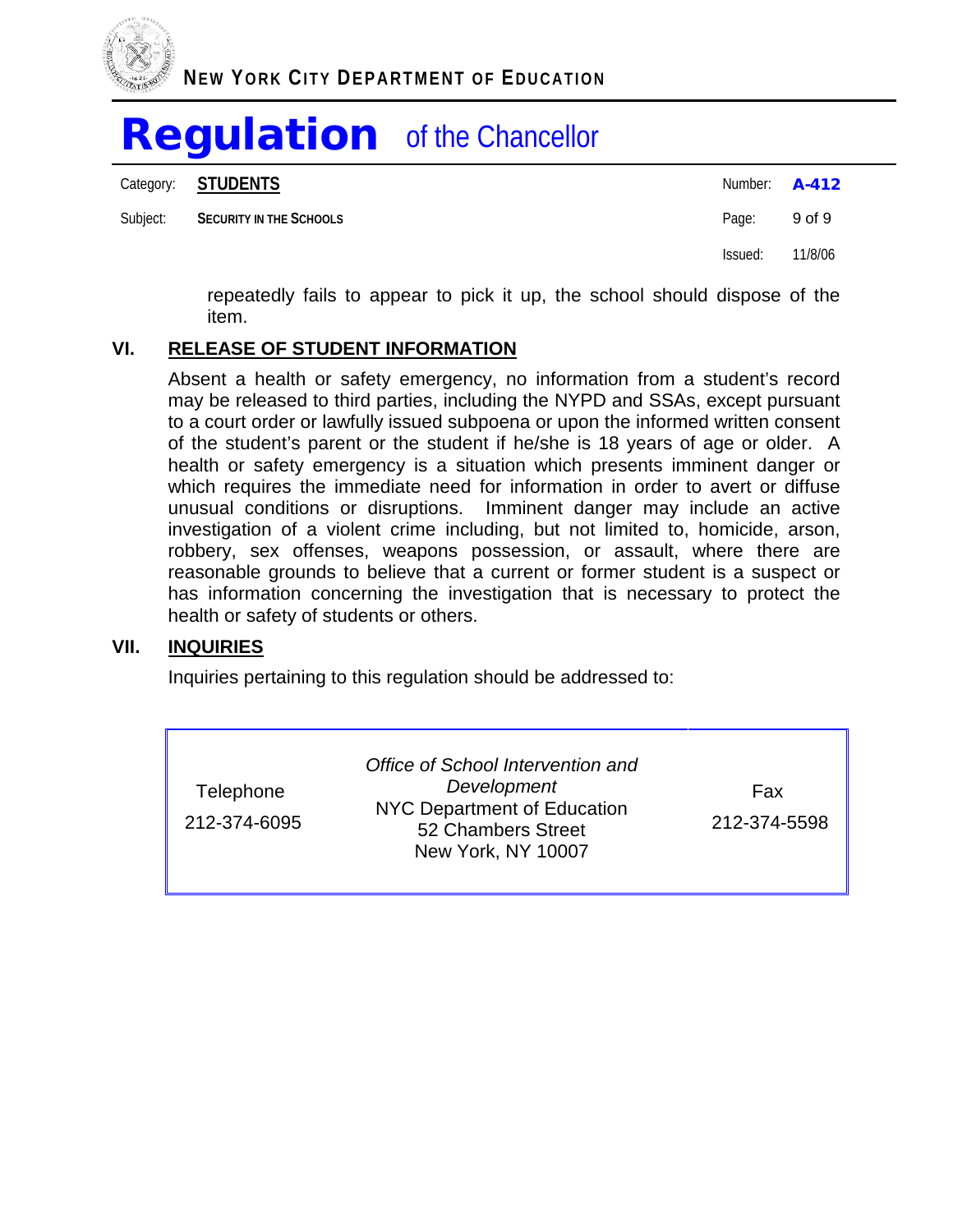repeatedly fails to appear to pick it up, the school should dispose of the item.

## VI. RELEASE OF STUDENT INFORMATION

Absent a health or safety emergency, no information from a student's record may be released to third parties, including the NYPD and SSAs, except pursuant to a court order or lawfully issued subpoena or upon the informed written consent of the student's parent or the student if he/she is 18 years of age or older. A health or safety emergency is a situation which presents imminent danger or which requires the immediate need for information in order to avert or diffuse unusual conditions or disruptions. Imminent danger may include an active investigation of a violent crime including, but not limited to, homicide, arson, robbery, sex offenses, weapons possession, or assault, where there are reasonable grounds to believe that a current or former student is a suspect or has information concerning the investigation that is necessary to protect the health or safety of students or others.

## VII. INQUIRIES

Inquiries pertaining to this regulation should be addressed to:

| | | |
|---|---|---|
| Telephone<br>212-374-6095 | *Office of School Intervention and Development*<br>NYC Department of Education<br>52 Chambers Street<br>New York, NY 10007 | Fax<br>212-374-5598 |